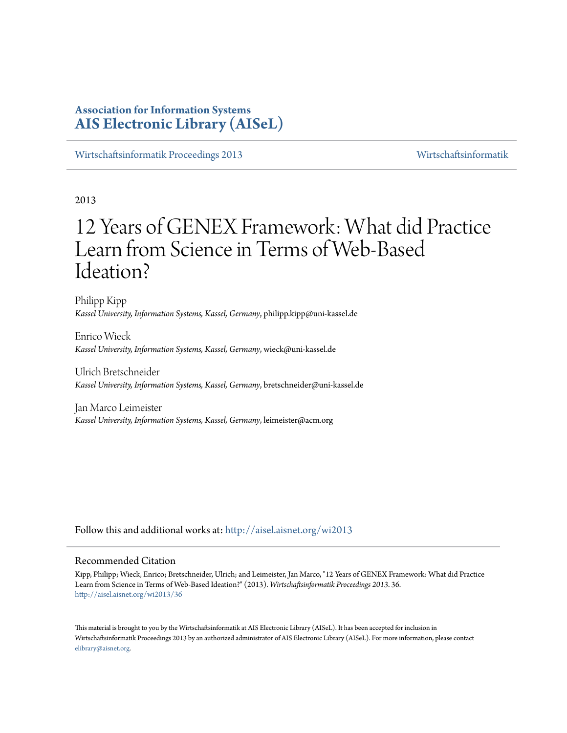**Association for Information Systems**
**AIS Electronic Library (AISeL)**

Wirtschaftsinformatik Proceedings 2013 | Wirtschaftsinformatik

2013

# 12 Years of GENEX Framework: What did Practice Learn from Science in Terms of Web-Based Ideation?

Philipp Kipp
*Kassel University, Information Systems, Kassel, Germany*, philipp.kipp@uni-kassel.de

Enrico Wieck
*Kassel University, Information Systems, Kassel, Germany*, wieck@uni-kassel.de

Ulrich Bretschneider
*Kassel University, Information Systems, Kassel, Germany*, bretschneider@uni-kassel.de

Jan Marco Leimeister
*Kassel University, Information Systems, Kassel, Germany*, leimeister@acm.org

Follow this and additional works at: http://aisel.aisnet.org/wi2013

## Recommended Citation

Kipp, Philipp; Wieck, Enrico; Bretschneider, Ulrich; and Leimeister, Jan Marco, "12 Years of GENEX Framework: What did Practice Learn from Science in Terms of Web-Based Ideation?" (2013). *Wirtschaftsinformatik Proceedings 2013*. 36.
http://aisel.aisnet.org/wi2013/36

This material is brought to you by the Wirtschaftsinformatik at AIS Electronic Library (AISeL). It has been accepted for inclusion in Wirtschaftsinformatik Proceedings 2013 by an authorized administrator of AIS Electronic Library (AISeL). For more information, please contact elibrary@aisnet.org.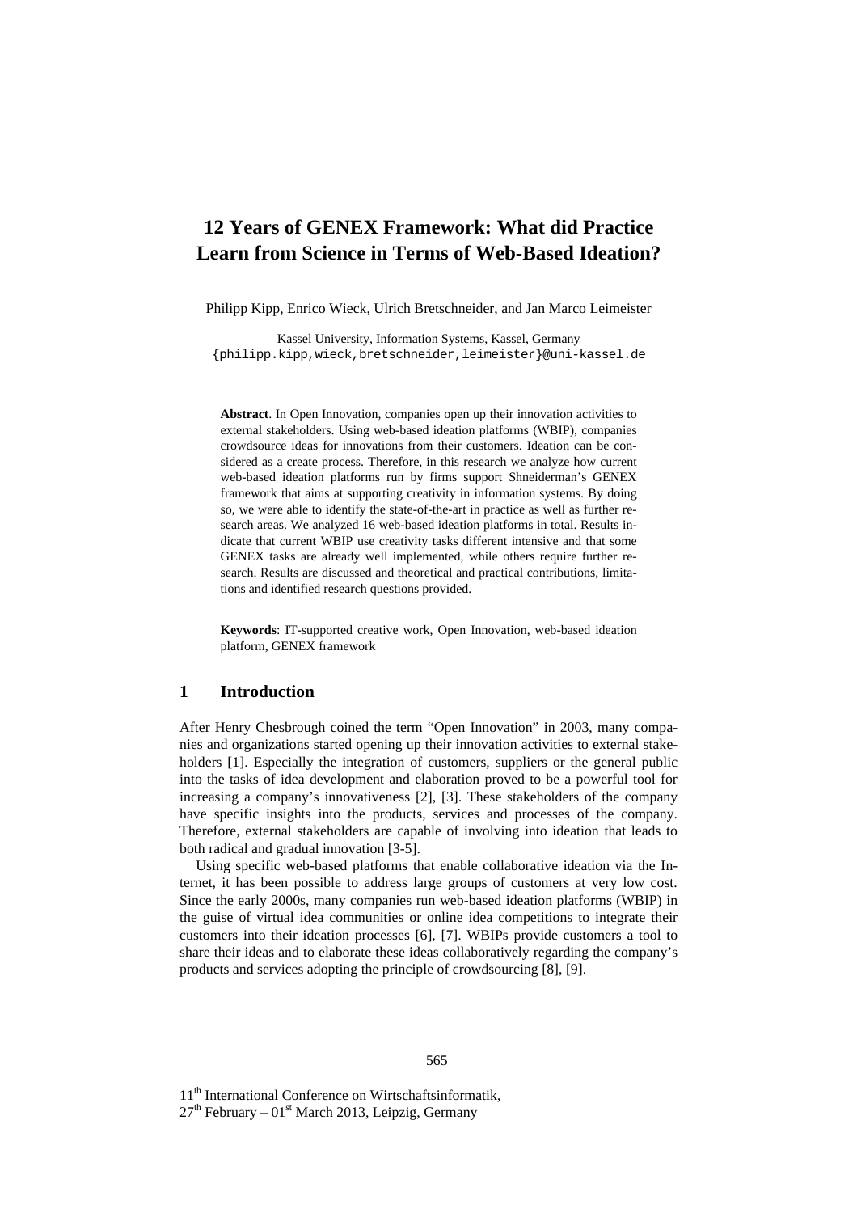# 12 Years of GENEX Framework: What did Practice Learn from Science in Terms of Web-Based Ideation?

Philipp Kipp, Enrico Wieck, Ulrich Bretschneider, and Jan Marco Leimeister

Kassel University, Information Systems, Kassel, Germany
{philipp.kipp,wieck,bretschneider,leimeister}@uni-kassel.de

**Abstract**. In Open Innovation, companies open up their innovation activities to external stakeholders. Using web-based ideation platforms (WBIP), companies crowdsource ideas for innovations from their customers. Ideation can be considered as a create process. Therefore, in this research we analyze how current web-based ideation platforms run by firms support Shneiderman's GENEX framework that aims at supporting creativity in information systems. By doing so, we were able to identify the state-of-the-art in practice as well as further research areas. We analyzed 16 web-based ideation platforms in total. Results indicate that current WBIP use creativity tasks different intensive and that some GENEX tasks are already well implemented, while others require further research. Results are discussed and theoretical and practical contributions, limitations and identified research questions provided.

**Keywords**: IT-supported creative work, Open Innovation, web-based ideation platform, GENEX framework

## 1 Introduction

After Henry Chesbrough coined the term "Open Innovation" in 2003, many companies and organizations started opening up their innovation activities to external stakeholders [1]. Especially the integration of customers, suppliers or the general public into the tasks of idea development and elaboration proved to be a powerful tool for increasing a company's innovativeness [2], [3]. These stakeholders of the company have specific insights into the products, services and processes of the company. Therefore, external stakeholders are capable of involving into ideation that leads to both radical and gradual innovation [3-5].

Using specific web-based platforms that enable collaborative ideation via the Internet, it has been possible to address large groups of customers at very low cost. Since the early 2000s, many companies run web-based ideation platforms (WBIP) in the guise of virtual idea communities or online idea competitions to integrate their customers into their ideation processes [6], [7]. WBIPs provide customers a tool to share their ideas and to elaborate these ideas collaboratively regarding the company's products and services adopting the principle of crowdsourcing [8], [9].

11th International Conference on Wirtschaftsinformatik,
27th February – 01st March 2013, Leipzig, Germany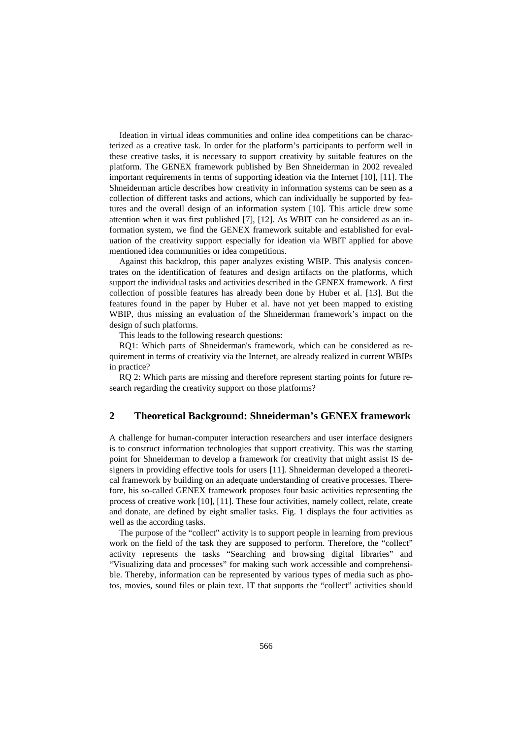Ideation in virtual ideas communities and online idea competitions can be characterized as a creative task. In order for the platform's participants to perform well in these creative tasks, it is necessary to support creativity by suitable features on the platform. The GENEX framework published by Ben Shneiderman in 2002 revealed important requirements in terms of supporting ideation via the Internet [10], [11]. The Shneiderman article describes how creativity in information systems can be seen as a collection of different tasks and actions, which can individually be supported by features and the overall design of an information system [10]. This article drew some attention when it was first published [7], [12]. As WBIT can be considered as an information system, we find the GENEX framework suitable and established for evaluation of the creativity support especially for ideation via WBIT applied for above mentioned idea communities or idea competitions.

Against this backdrop, this paper analyzes existing WBIP. This analysis concentrates on the identification of features and design artifacts on the platforms, which support the individual tasks and activities described in the GENEX framework. A first collection of possible features has already been done by Huber et al. [13]. But the features found in the paper by Huber et al. have not yet been mapped to existing WBIP, thus missing an evaluation of the Shneiderman framework's impact on the design of such platforms.

This leads to the following research questions:

RQ1: Which parts of Shneiderman's framework, which can be considered as requirement in terms of creativity via the Internet, are already realized in current WBIPs in practice?

RQ 2: Which parts are missing and therefore represent starting points for future research regarding the creativity support on those platforms?

## 2 Theoretical Background: Shneiderman's GENEX framework

A challenge for human-computer interaction researchers and user interface designers is to construct information technologies that support creativity. This was the starting point for Shneiderman to develop a framework for creativity that might assist IS designers in providing effective tools for users [11]. Shneiderman developed a theoretical framework by building on an adequate understanding of creative processes. Therefore, his so-called GENEX framework proposes four basic activities representing the process of creative work [10], [11]. These four activities, namely collect, relate, create and donate, are defined by eight smaller tasks. Fig. 1 displays the four activities as well as the according tasks.

The purpose of the "collect" activity is to support people in learning from previous work on the field of the task they are supposed to perform. Therefore, the "collect" activity represents the tasks "Searching and browsing digital libraries" and "Visualizing data and processes" for making such work accessible and comprehensible. Thereby, information can be represented by various types of media such as photos, movies, sound files or plain text. IT that supports the "collect" activities should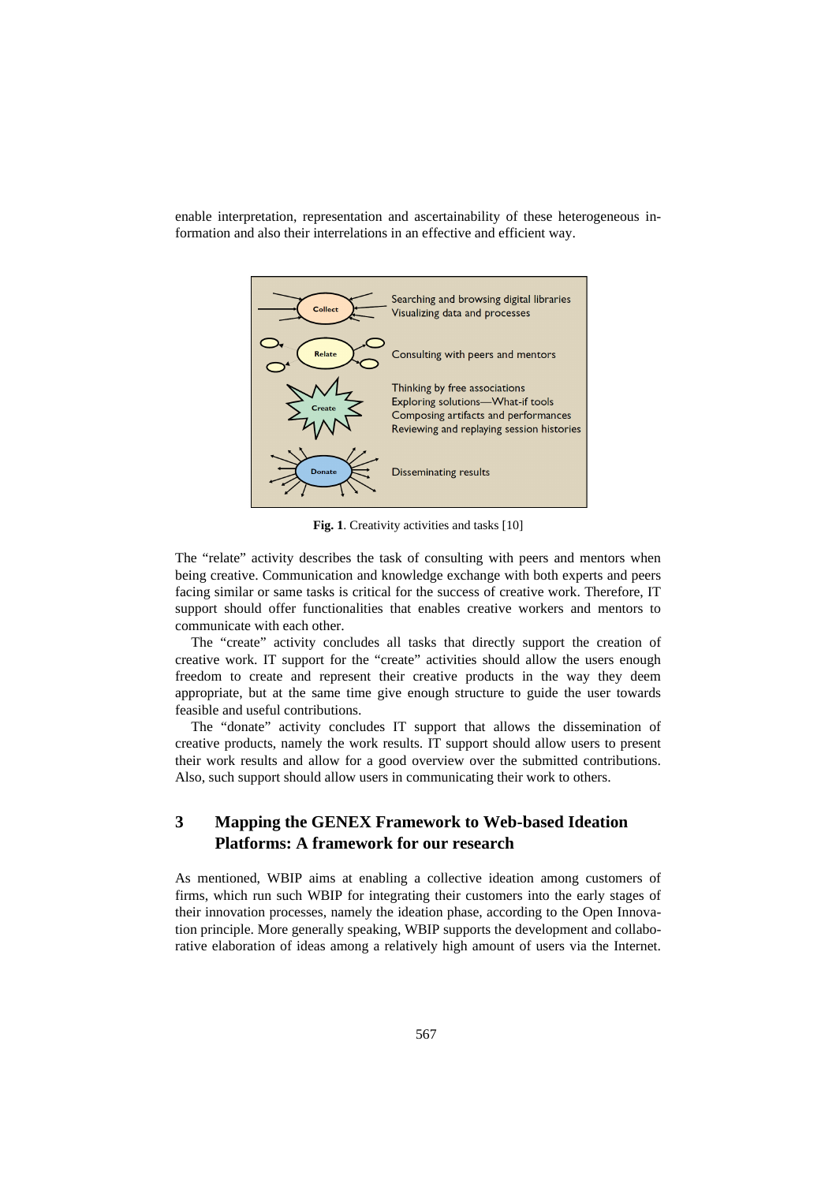enable interpretation, representation and ascertainability of these heterogeneous information and also their interrelations in an effective and efficient way.

**Fig. 1**. Creativity activities and tasks [10]

The "relate" activity describes the task of consulting with peers and mentors when being creative. Communication and knowledge exchange with both experts and peers facing similar or same tasks is critical for the success of creative work. Therefore, IT support should offer functionalities that enables creative workers and mentors to communicate with each other.

The "create" activity concludes all tasks that directly support the creation of creative work. IT support for the "create" activities should allow the users enough freedom to create and represent their creative products in the way they deem appropriate, but at the same time give enough structure to guide the user towards feasible and useful contributions.

The "donate" activity concludes IT support that allows the dissemination of creative products, namely the work results. IT support should allow users to present their work results and allow for a good overview over the submitted contributions. Also, such support should allow users in communicating their work to others.

## 3 Mapping the GENEX Framework to Web-based Ideation Platforms: A framework for our research

As mentioned, WBIP aims at enabling a collective ideation among customers of firms, which run such WBIP for integrating their customers into the early stages of their innovation processes, namely the ideation phase, according to the Open Innovation principle. More generally speaking, WBIP supports the development and collaborative elaboration of ideas among a relatively high amount of users via the Internet.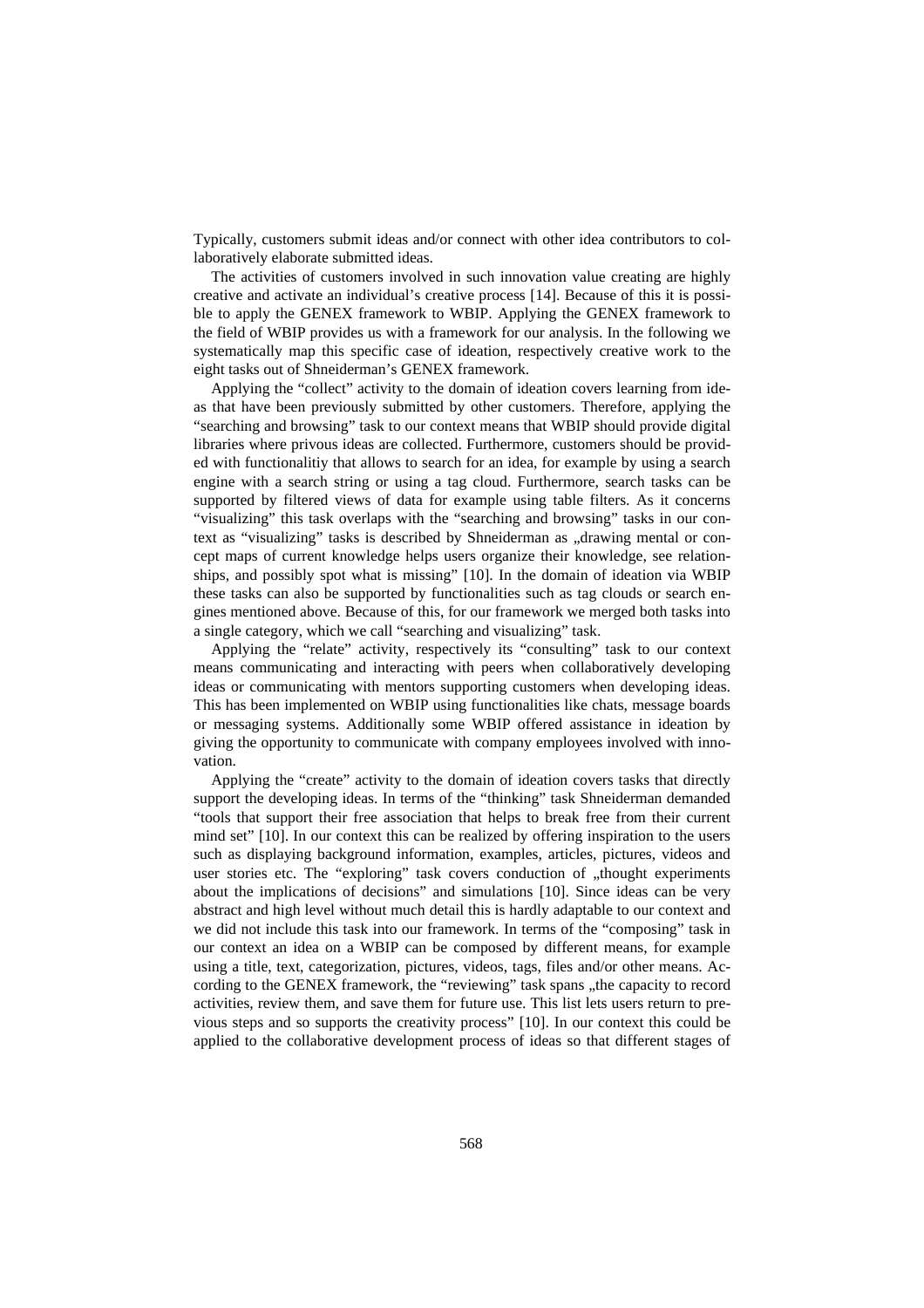Typically, customers submit ideas and/or connect with other idea contributors to collaboratively elaborate submitted ideas.

The activities of customers involved in such innovation value creating are highly creative and activate an individual's creative process [14]. Because of this it is possible to apply the GENEX framework to WBIP. Applying the GENEX framework to the field of WBIP provides us with a framework for our analysis. In the following we systematically map this specific case of ideation, respectively creative work to the eight tasks out of Shneiderman's GENEX framework.

Applying the "collect" activity to the domain of ideation covers learning from ideas that have been previously submitted by other customers. Therefore, applying the "searching and browsing" task to our context means that WBIP should provide digital libraries where privous ideas are collected. Furthermore, customers should be provided with functionalitiy that allows to search for an idea, for example by using a search engine with a search string or using a tag cloud. Furthermore, search tasks can be supported by filtered views of data for example using table filters. As it concerns "visualizing" this task overlaps with the "searching and browsing" tasks in our context as "visualizing" tasks is described by Shneiderman as „drawing mental or concept maps of current knowledge helps users organize their knowledge, see relationships, and possibly spot what is missing" [10]. In the domain of ideation via WBIP these tasks can also be supported by functionalities such as tag clouds or search engines mentioned above. Because of this, for our framework we merged both tasks into a single category, which we call "searching and visualizing" task.

Applying the "relate" activity, respectively its "consulting" task to our context means communicating and interacting with peers when collaboratively developing ideas or communicating with mentors supporting customers when developing ideas. This has been implemented on WBIP using functionalities like chats, message boards or messaging systems. Additionally some WBIP offered assistance in ideation by giving the opportunity to communicate with company employees involved with innovation.

Applying the "create" activity to the domain of ideation covers tasks that directly support the developing ideas. In terms of the "thinking" task Shneiderman demanded "tools that support their free association that helps to break free from their current mind set" [10]. In our context this can be realized by offering inspiration to the users such as displaying background information, examples, articles, pictures, videos and user stories etc. The "exploring" task covers conduction of „thought experiments about the implications of decisions" and simulations [10]. Since ideas can be very abstract and high level without much detail this is hardly adaptable to our context and we did not include this task into our framework. In terms of the "composing" task in our context an idea on a WBIP can be composed by different means, for example using a title, text, categorization, pictures, videos, tags, files and/or other means. According to the GENEX framework, the "reviewing" task spans „the capacity to record activities, review them, and save them for future use. This list lets users return to previous steps and so supports the creativity process" [10]. In our context this could be applied to the collaborative development process of ideas so that different stages of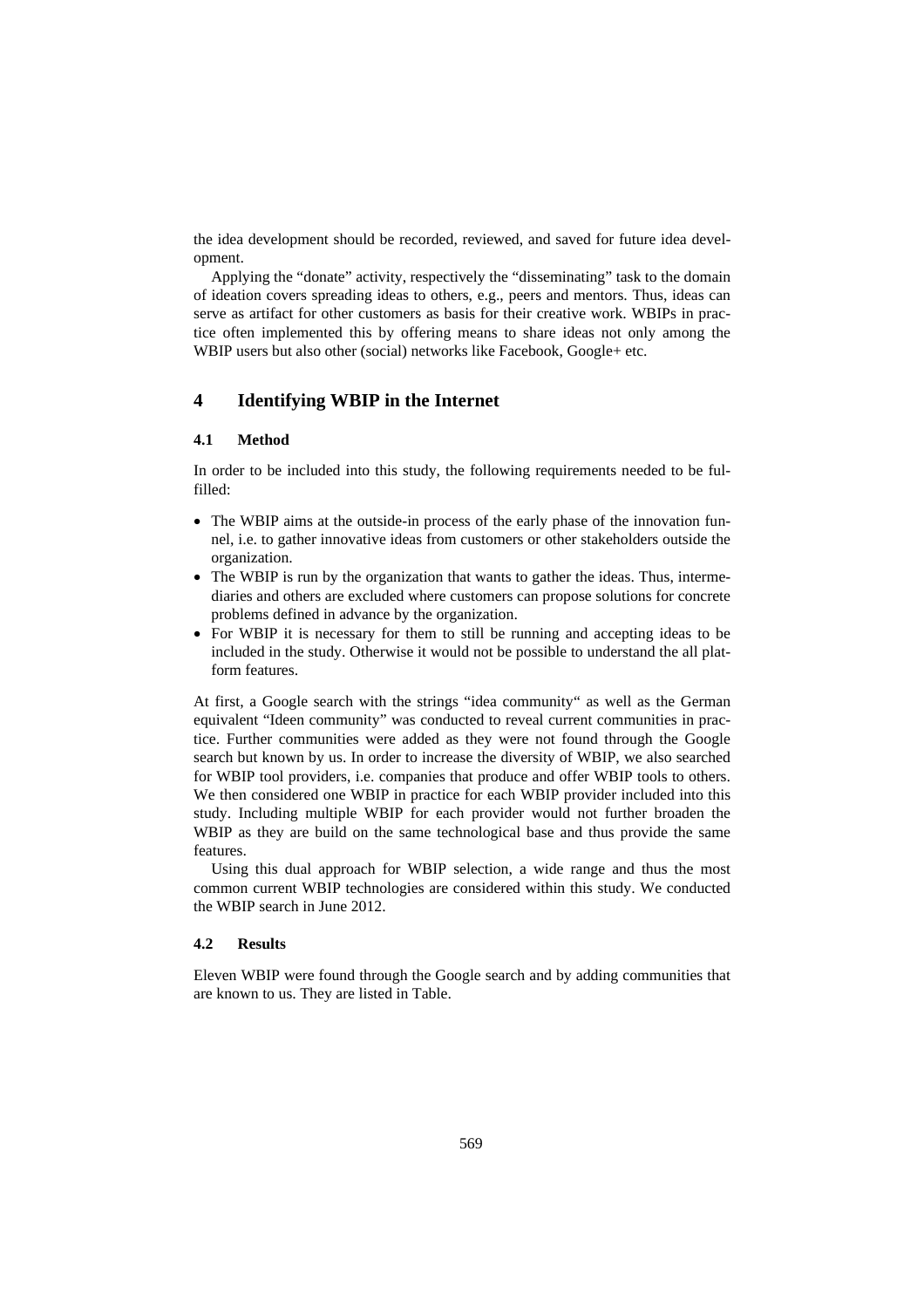the idea development should be recorded, reviewed, and saved for future idea development.

Applying the "donate" activity, respectively the "disseminating" task to the domain of ideation covers spreading ideas to others, e.g., peers and mentors. Thus, ideas can serve as artifact for other customers as basis for their creative work. WBIPs in practice often implemented this by offering means to share ideas not only among the WBIP users but also other (social) networks like Facebook, Google+ etc.

## 4 Identifying WBIP in the Internet

### 4.1 Method

In order to be included into this study, the following requirements needed to be fulfilled:

- The WBIP aims at the outside-in process of the early phase of the innovation funnel, i.e. to gather innovative ideas from customers or other stakeholders outside the organization.
- The WBIP is run by the organization that wants to gather the ideas. Thus, intermediaries and others are excluded where customers can propose solutions for concrete problems defined in advance by the organization.
- For WBIP it is necessary for them to still be running and accepting ideas to be included in the study. Otherwise it would not be possible to understand the all platform features.

At first, a Google search with the strings "idea community" as well as the German equivalent "Ideen community" was conducted to reveal current communities in practice. Further communities were added as they were not found through the Google search but known by us. In order to increase the diversity of WBIP, we also searched for WBIP tool providers, i.e. companies that produce and offer WBIP tools to others. We then considered one WBIP in practice for each WBIP provider included into this study. Including multiple WBIP for each provider would not further broaden the WBIP as they are build on the same technological base and thus provide the same features.

Using this dual approach for WBIP selection, a wide range and thus the most common current WBIP technologies are considered within this study. We conducted the WBIP search in June 2012.

### 4.2 Results

Eleven WBIP were found through the Google search and by adding communities that are known to us. They are listed in Table.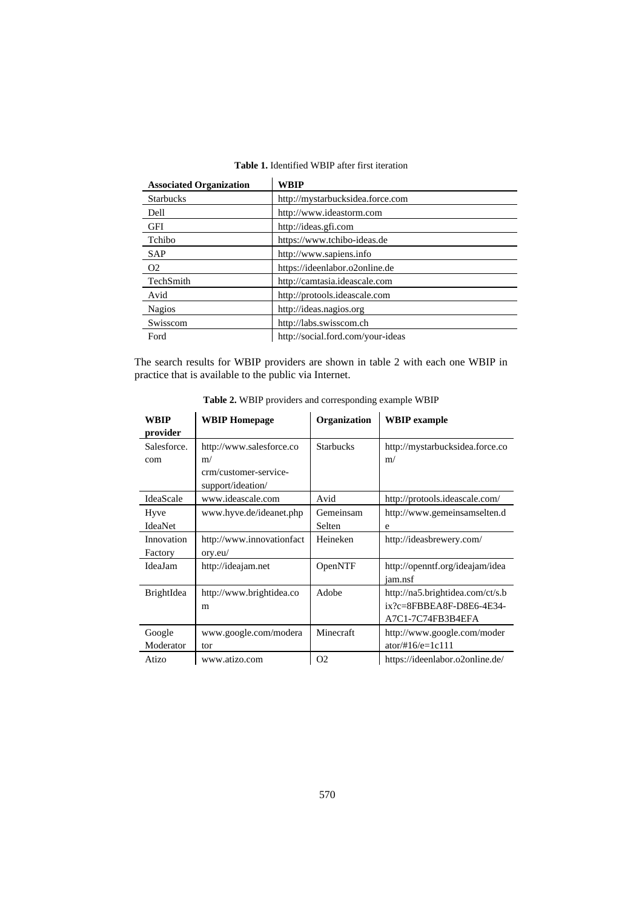**Table 1.** Identified WBIP after first iteration

| Associated Organization | WBIP |
|---|---|
| Starbucks | http://mystarbucksidea.force.com |
| Dell | http://www.ideastorm.com |
| GFI | http://ideas.gfi.com |
| Tchibo | https://www.tchibo-ideas.de |
| SAP | http://www.sapiens.info |
| O2 | https://ideenlabor.o2online.de |
| TechSmith | http://camtasia.ideascale.com |
| Avid | http://protools.ideascale.com |
| Nagios | http://ideas.nagios.org |
| Swisscom | http://labs.swisscom.ch |
| Ford | http://social.ford.com/your-ideas |

The search results for WBIP providers are shown in table 2 with each one WBIP in practice that is available to the public via Internet.

**Table 2.** WBIP providers and corresponding example WBIP

| WBIP provider | WBIP Homepage | Organization | WBIP example |
|---|---|---|---|
| Salesforce.com | http://www.salesforce.com/crm/customer-service-support/ideation/ | Starbucks | http://mystarbucksidea.force.com/ |
| IdeaScale | www.ideascale.com | Avid | http://protools.ideascale.com/ |
| Hyve IdeaNet | www.hyve.de/ideanet.php | Gemeinsam Selten | http://www.gemeinsamselten.de |
| Innovation Factory | http://www.innovationfactory.eu/ | Heineken | http://ideasbrewery.com/ |
| IdeaJam | http://ideajam.net | OpenNTF | http://openntf.org/ideajam/ideajam.nsf |
| BrightIdea | http://www.brightidea.com | Adobe | http://na5.brightidea.com/ct/s.bix?c=8FBBEA8F-D8E6-4E34-A7C1-7C74FB3B4EFA |
| Google Moderator | www.google.com/moderator | Minecraft | http://www.google.com/moderator/#16/e=1c111 |
| Atizo | www.atizo.com | O2 | https://ideenlabor.o2online.de/ |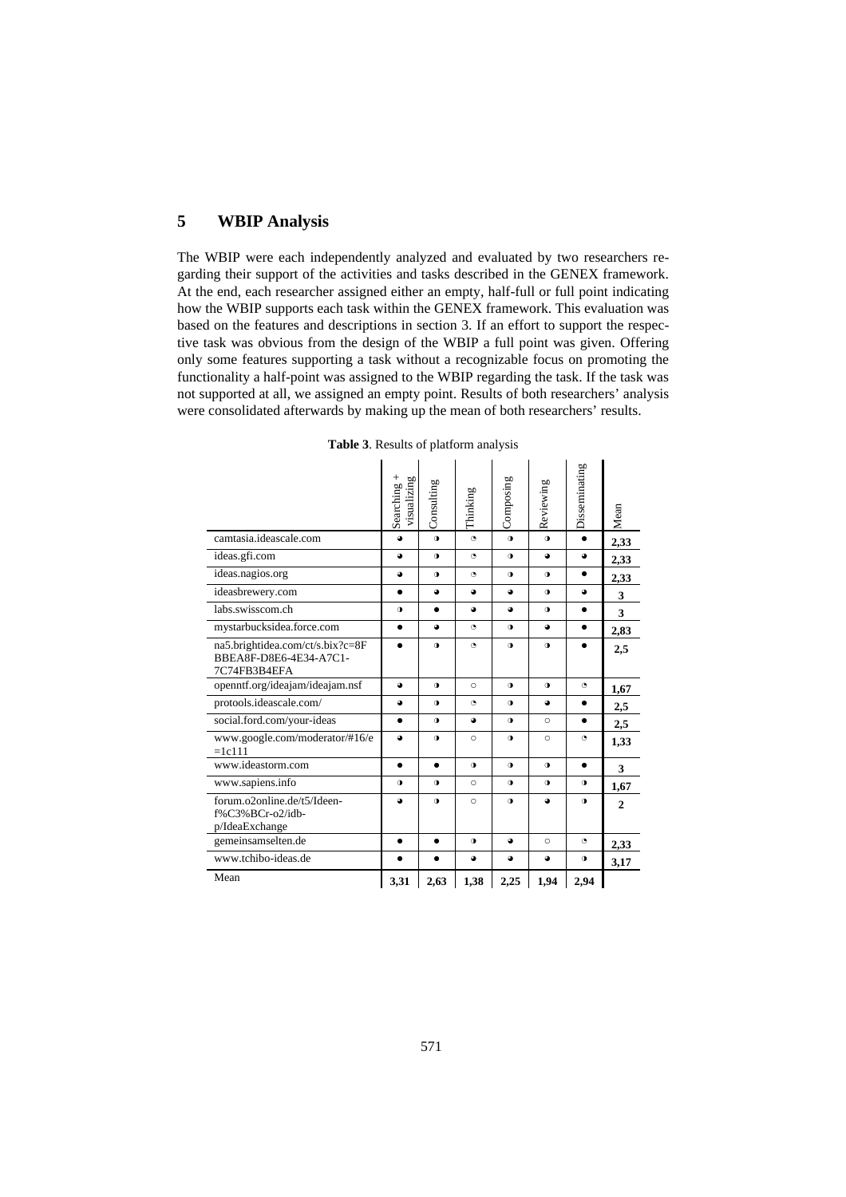## 5 WBIP Analysis

The WBIP were each independently analyzed and evaluated by two researchers regarding their support of the activities and tasks described in the GENEX framework. At the end, each researcher assigned either an empty, half-full or full point indicating how the WBIP supports each task within the GENEX framework. This evaluation was based on the features and descriptions in section 3. If an effort to support the respective task was obvious from the design of the WBIP a full point was given. Offering only some features supporting a task without a recognizable focus on promoting the functionality a half-point was assigned to the WBIP regarding the task. If the task was not supported at all, we assigned an empty point. Results of both researchers' analysis were consolidated afterwards by making up the mean of both researchers' results.

**Table 3**. Results of platform analysis

| | Searching + visualizing | Consulting | Thinking | Composing | Reviewing | Disseminating | Mean |
|---|---|---|---|---|---|---|---|
| camtasia.ideascale.com | ◕ | ◑ | ◔ | ◑ | ◑ | ● | 2,33 |
| ideas.gfi.com | ◕ | ◑ | ◔ | ◑ | ◕ | ◕ | 2,33 |
| ideas.nagios.org | ◕ | ◑ | ◔ | ◑ | ◑ | ● | 2,33 |
| ideasbrewery.com | ● | ◕ | ◕ | ◕ | ◑ | ◕ | 3 |
| labs.swisscom.ch | ◑ | ● | ◕ | ◕ | ◑ | ● | 3 |
| mystarbucksidea.force.com | ● | ◕ | ◔ | ◑ | ◕ | ● | 2,83 |
| na5.brightidea.com/ct/s.bix?c=8F BBEA8F-D8E6-4E34-A7C1-7C74FB3B4EFA | ● | ◑ | ◔ | ◑ | ◑ | ● | 2,5 |
| openntf.org/ideajam/ideajam.nsf | ◕ | ◑ | ○ | ◑ | ◑ | ◔ | 1,67 |
| protools.ideascale.com/ | ◕ | ◑ | ◔ | ◑ | ◕ | ● | 2,5 |
| social.ford.com/your-ideas | ● | ◑ | ◕ | ◑ | ○ | ● | 2,5 |
| www.google.com/moderator/#16/e=1c111 | ◕ | ◑ | ○ | ◑ | ○ | ◔ | 1,33 |
| www.ideastorm.com | ● | ● | ◑ | ◑ | ◑ | ● | 3 |
| www.sapiens.info | ◑ | ◑ | ○ | ◑ | ◑ | ◑ | 1,67 |
| forum.o2online.de/t5/Ideen-f%C3%BCr-o2/idb-p/IdeaExchange | ◕ | ◑ | ○ | ◑ | ◕ | ◑ | 2 |
| gemeinsamselten.de | ● | ● | ◑ | ◕ | ○ | ◔ | 2,33 |
| www.tchibo-ideas.de | ● | ● | ◕ | ◕ | ◕ | ◑ | 3,17 |
| Mean | 3,31 | 2,63 | 1,38 | 2,25 | 1,94 | 2,94 | |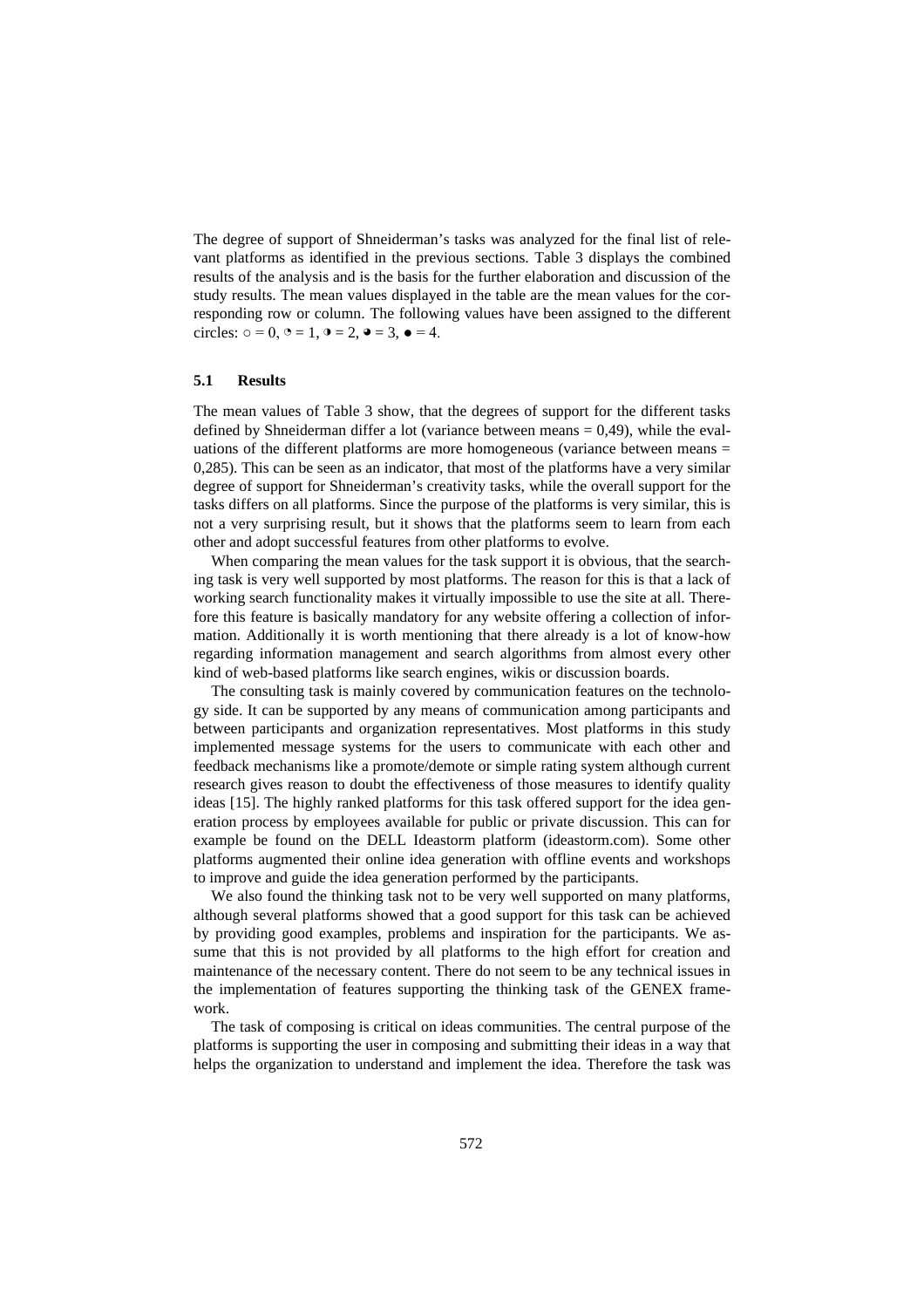The degree of support of Shneiderman's tasks was analyzed for the final list of relevant platforms as identified in the previous sections. Table 3 displays the combined results of the analysis and is the basis for the further elaboration and discussion of the study results. The mean values displayed in the table are the mean values for the corresponding row or column. The following values have been assigned to the different circles: ○ = 0, ◔ = 1, ◑ = 2, ◕ = 3, ● = 4.

### 5.1 Results

The mean values of Table 3 show, that the degrees of support for the different tasks defined by Shneiderman differ a lot (variance between means = 0,49), while the evaluations of the different platforms are more homogeneous (variance between means = 0,285). This can be seen as an indicator, that most of the platforms have a very similar degree of support for Shneiderman's creativity tasks, while the overall support for the tasks differs on all platforms. Since the purpose of the platforms is very similar, this is not a very surprising result, but it shows that the platforms seem to learn from each other and adopt successful features from other platforms to evolve.

When comparing the mean values for the task support it is obvious, that the searching task is very well supported by most platforms. The reason for this is that a lack of working search functionality makes it virtually impossible to use the site at all. Therefore this feature is basically mandatory for any website offering a collection of information. Additionally it is worth mentioning that there already is a lot of know-how regarding information management and search algorithms from almost every other kind of web-based platforms like search engines, wikis or discussion boards.

The consulting task is mainly covered by communication features on the technology side. It can be supported by any means of communication among participants and between participants and organization representatives. Most platforms in this study implemented message systems for the users to communicate with each other and feedback mechanisms like a promote/demote or simple rating system although current research gives reason to doubt the effectiveness of those measures to identify quality ideas [15]. The highly ranked platforms for this task offered support for the idea generation process by employees available for public or private discussion. This can for example be found on the DELL Ideastorm platform (ideastorm.com). Some other platforms augmented their online idea generation with offline events and workshops to improve and guide the idea generation performed by the participants.

We also found the thinking task not to be very well supported on many platforms, although several platforms showed that a good support for this task can be achieved by providing good examples, problems and inspiration for the participants. We assume that this is not provided by all platforms to the high effort for creation and maintenance of the necessary content. There do not seem to be any technical issues in the implementation of features supporting the thinking task of the GENEX framework.

The task of composing is critical on ideas communities. The central purpose of the platforms is supporting the user in composing and submitting their ideas in a way that helps the organization to understand and implement the idea. Therefore the task was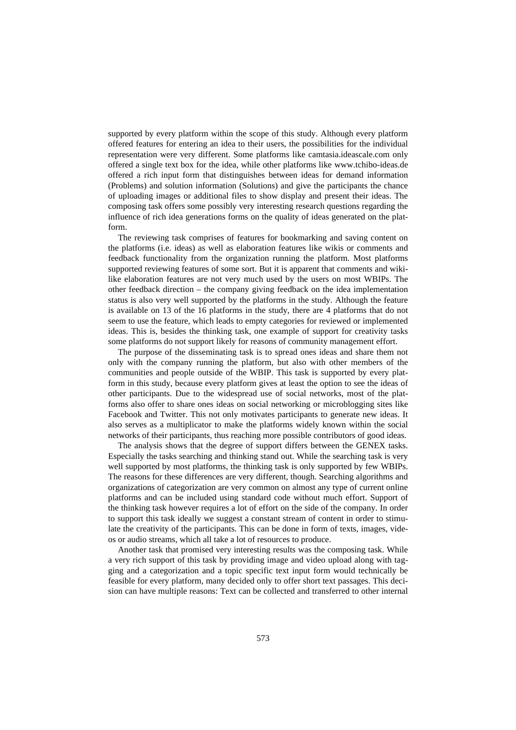supported by every platform within the scope of this study. Although every platform offered features for entering an idea to their users, the possibilities for the individual representation were very different. Some platforms like camtasia.ideascale.com only offered a single text box for the idea, while other platforms like www.tchibo-ideas.de offered a rich input form that distinguishes between ideas for demand information (Problems) and solution information (Solutions) and give the participants the chance of uploading images or additional files to show display and present their ideas. The composing task offers some possibly very interesting research questions regarding the influence of rich idea generations forms on the quality of ideas generated on the platform.

The reviewing task comprises of features for bookmarking and saving content on the platforms (i.e. ideas) as well as elaboration features like wikis or comments and feedback functionality from the organization running the platform. Most platforms supported reviewing features of some sort. But it is apparent that comments and wiki-like elaboration features are not very much used by the users on most WBIPs. The other feedback direction – the company giving feedback on the idea implementation status is also very well supported by the platforms in the study. Although the feature is available on 13 of the 16 platforms in the study, there are 4 platforms that do not seem to use the feature, which leads to empty categories for reviewed or implemented ideas. This is, besides the thinking task, one example of support for creativity tasks some platforms do not support likely for reasons of community management effort.

The purpose of the disseminating task is to spread ones ideas and share them not only with the company running the platform, but also with other members of the communities and people outside of the WBIP. This task is supported by every platform in this study, because every platform gives at least the option to see the ideas of other participants. Due to the widespread use of social networks, most of the platforms also offer to share ones ideas on social networking or microblogging sites like Facebook and Twitter. This not only motivates participants to generate new ideas. It also serves as a multiplicator to make the platforms widely known within the social networks of their participants, thus reaching more possible contributors of good ideas.

The analysis shows that the degree of support differs between the GENEX tasks. Especially the tasks searching and thinking stand out. While the searching task is very well supported by most platforms, the thinking task is only supported by few WBIPs. The reasons for these differences are very different, though. Searching algorithms and organizations of categorization are very common on almost any type of current online platforms and can be included using standard code without much effort. Support of the thinking task however requires a lot of effort on the side of the company. In order to support this task ideally we suggest a constant stream of content in order to stimulate the creativity of the participants. This can be done in form of texts, images, videos or audio streams, which all take a lot of resources to produce.

Another task that promised very interesting results was the composing task. While a very rich support of this task by providing image and video upload along with tagging and a categorization and a topic specific text input form would technically be feasible for every platform, many decided only to offer short text passages. This decision can have multiple reasons: Text can be collected and transferred to other internal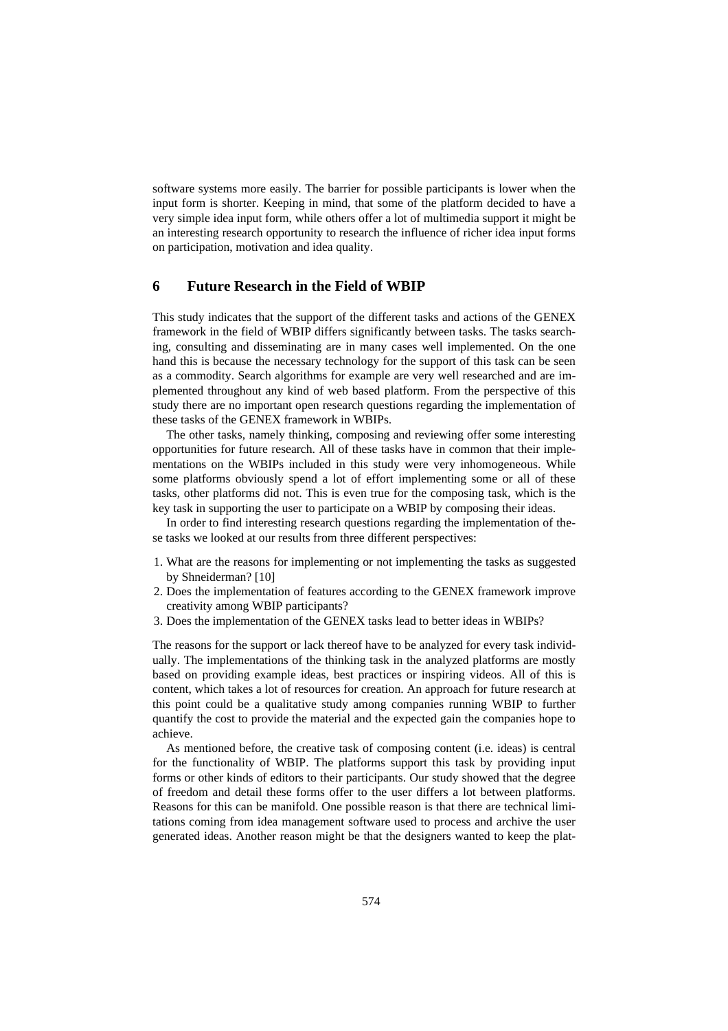software systems more easily. The barrier for possible participants is lower when the input form is shorter. Keeping in mind, that some of the platform decided to have a very simple idea input form, while others offer a lot of multimedia support it might be an interesting research opportunity to research the influence of richer idea input forms on participation, motivation and idea quality.

## 6 Future Research in the Field of WBIP

This study indicates that the support of the different tasks and actions of the GENEX framework in the field of WBIP differs significantly between tasks. The tasks searching, consulting and disseminating are in many cases well implemented. On the one hand this is because the necessary technology for the support of this task can be seen as a commodity. Search algorithms for example are very well researched and are implemented throughout any kind of web based platform. From the perspective of this study there are no important open research questions regarding the implementation of these tasks of the GENEX framework in WBIPs.

The other tasks, namely thinking, composing and reviewing offer some interesting opportunities for future research. All of these tasks have in common that their implementations on the WBIPs included in this study were very inhomogeneous. While some platforms obviously spend a lot of effort implementing some or all of these tasks, other platforms did not. This is even true for the composing task, which is the key task in supporting the user to participate on a WBIP by composing their ideas.

In order to find interesting research questions regarding the implementation of these tasks we looked at our results from three different perspectives:

1. What are the reasons for implementing or not implementing the tasks as suggested by Shneiderman? [10]
2. Does the implementation of features according to the GENEX framework improve creativity among WBIP participants?
3. Does the implementation of the GENEX tasks lead to better ideas in WBIPs?

The reasons for the support or lack thereof have to be analyzed for every task individually. The implementations of the thinking task in the analyzed platforms are mostly based on providing example ideas, best practices or inspiring videos. All of this is content, which takes a lot of resources for creation. An approach for future research at this point could be a qualitative study among companies running WBIP to further quantify the cost to provide the material and the expected gain the companies hope to achieve.

As mentioned before, the creative task of composing content (i.e. ideas) is central for the functionality of WBIP. The platforms support this task by providing input forms or other kinds of editors to their participants. Our study showed that the degree of freedom and detail these forms offer to the user differs a lot between platforms. Reasons for this can be manifold. One possible reason is that there are technical limitations coming from idea management software used to process and archive the user generated ideas. Another reason might be that the designers wanted to keep the plat-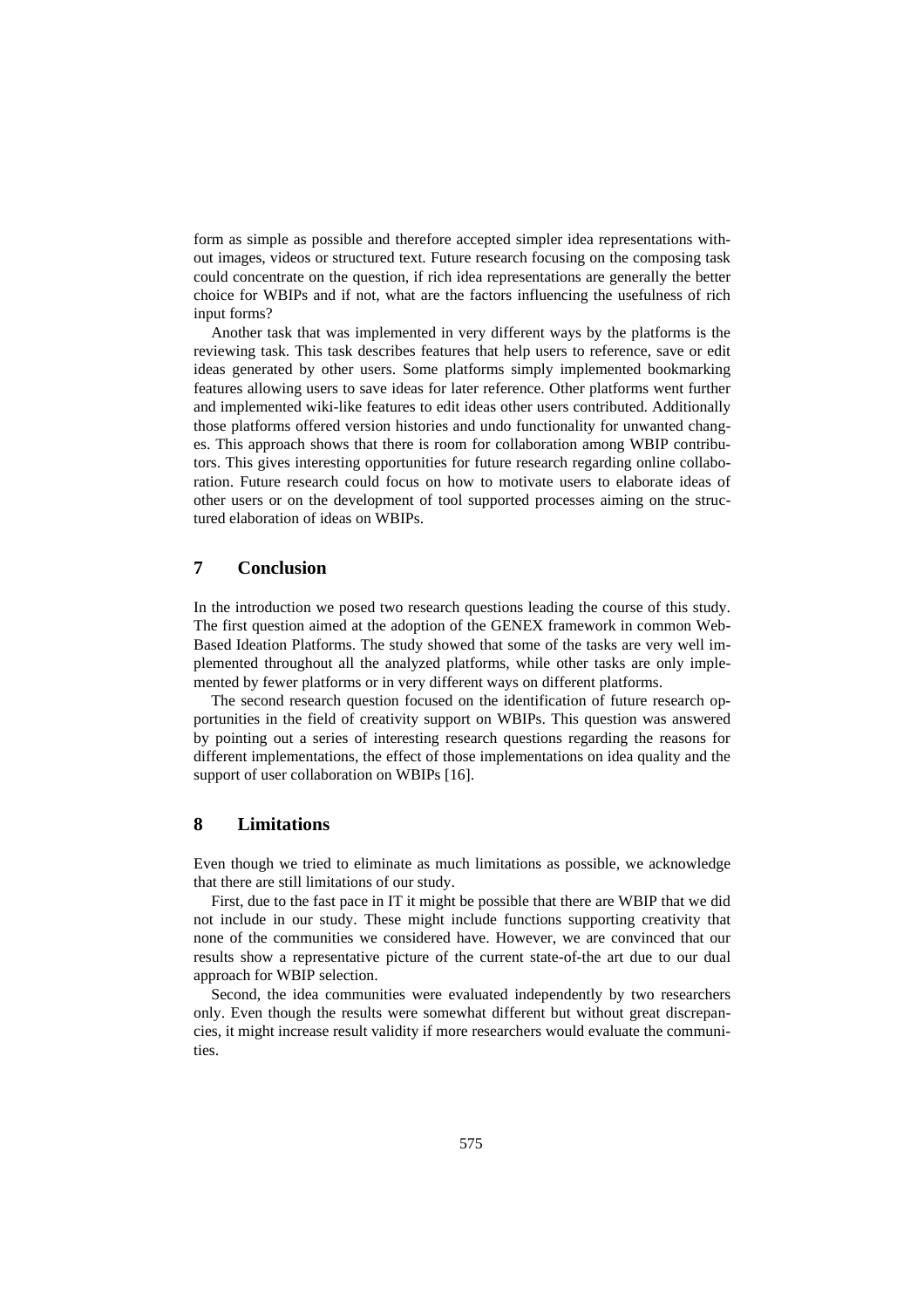form as simple as possible and therefore accepted simpler idea representations without images, videos or structured text. Future research focusing on the composing task could concentrate on the question, if rich idea representations are generally the better choice for WBIPs and if not, what are the factors influencing the usefulness of rich input forms?

Another task that was implemented in very different ways by the platforms is the reviewing task. This task describes features that help users to reference, save or edit ideas generated by other users. Some platforms simply implemented bookmarking features allowing users to save ideas for later reference. Other platforms went further and implemented wiki-like features to edit ideas other users contributed. Additionally those platforms offered version histories and undo functionality for unwanted changes. This approach shows that there is room for collaboration among WBIP contributors. This gives interesting opportunities for future research regarding online collaboration. Future research could focus on how to motivate users to elaborate ideas of other users or on the development of tool supported processes aiming on the structured elaboration of ideas on WBIPs.

## 7 Conclusion

In the introduction we posed two research questions leading the course of this study. The first question aimed at the adoption of the GENEX framework in common Web-Based Ideation Platforms. The study showed that some of the tasks are very well implemented throughout all the analyzed platforms, while other tasks are only implemented by fewer platforms or in very different ways on different platforms.

The second research question focused on the identification of future research opportunities in the field of creativity support on WBIPs. This question was answered by pointing out a series of interesting research questions regarding the reasons for different implementations, the effect of those implementations on idea quality and the support of user collaboration on WBIPs [16].

## 8 Limitations

Even though we tried to eliminate as much limitations as possible, we acknowledge that there are still limitations of our study.

First, due to the fast pace in IT it might be possible that there are WBIP that we did not include in our study. These might include functions supporting creativity that none of the communities we considered have. However, we are convinced that our results show a representative picture of the current state-of-the art due to our dual approach for WBIP selection.

Second, the idea communities were evaluated independently by two researchers only. Even though the results were somewhat different but without great discrepancies, it might increase result validity if more researchers would evaluate the communities.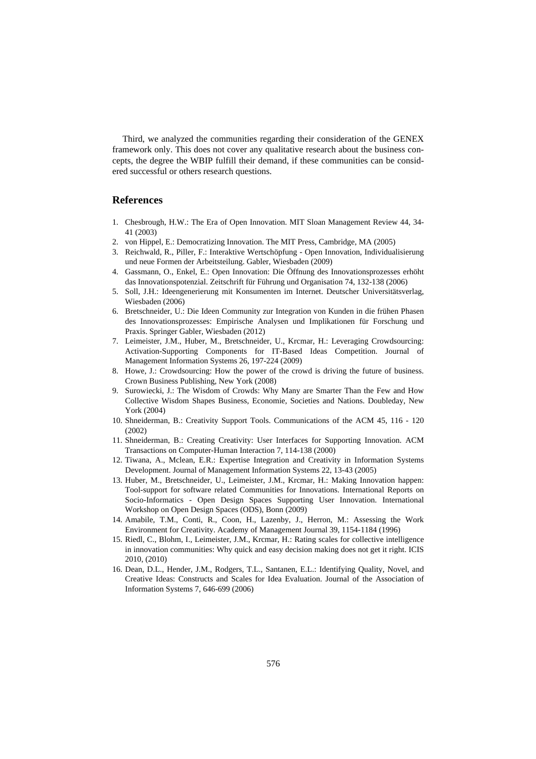Third, we analyzed the communities regarding their consideration of the GENEX framework only. This does not cover any qualitative research about the business concepts, the degree the WBIP fulfill their demand, if these communities can be considered successful or others research questions.

## References

1. Chesbrough, H.W.: The Era of Open Innovation. MIT Sloan Management Review 44, 34-41 (2003)
2. von Hippel, E.: Democratizing Innovation. The MIT Press, Cambridge, MA (2005)
3. Reichwald, R., Piller, F.: Interaktive Wertschöpfung - Open Innovation, Individualisierung und neue Formen der Arbeitsteilung. Gabler, Wiesbaden (2009)
4. Gassmann, O., Enkel, E.: Open Innovation: Die Öffnung des Innovationsprozesses erhöht das Innovationspotenzial. Zeitschrift für Führung und Organisation 74, 132-138 (2006)
5. Soll, J.H.: Ideengenerierung mit Konsumenten im Internet. Deutscher Universitätsverlag, Wiesbaden (2006)
6. Bretschneider, U.: Die Ideen Community zur Integration von Kunden in die frühen Phasen des Innovationsprozesses: Empirische Analysen und Implikationen für Forschung und Praxis. Springer Gabler, Wiesbaden (2012)
7. Leimeister, J.M., Huber, M., Bretschneider, U., Krcmar, H.: Leveraging Crowdsourcing: Activation-Supporting Components for IT-Based Ideas Competition. Journal of Management Information Systems 26, 197-224 (2009)
8. Howe, J.: Crowdsourcing: How the power of the crowd is driving the future of business. Crown Business Publishing, New York (2008)
9. Surowiecki, J.: The Wisdom of Crowds: Why Many are Smarter Than the Few and How Collective Wisdom Shapes Business, Economie, Societies and Nations. Doubleday, New York (2004)
10. Shneiderman, B.: Creativity Support Tools. Communications of the ACM 45, 116 - 120 (2002)
11. Shneiderman, B.: Creating Creativity: User Interfaces for Supporting Innovation. ACM Transactions on Computer-Human Interaction 7, 114-138 (2000)
12. Tiwana, A., Mclean, E.R.: Expertise Integration and Creativity in Information Systems Development. Journal of Management Information Systems 22, 13-43 (2005)
13. Huber, M., Bretschneider, U., Leimeister, J.M., Krcmar, H.: Making Innovation happen: Tool-support for software related Communities for Innovations. International Reports on Socio-Informatics - Open Design Spaces Supporting User Innovation. International Workshop on Open Design Spaces (ODS), Bonn (2009)
14. Amabile, T.M., Conti, R., Coon, H., Lazenby, J., Herron, M.: Assessing the Work Environment for Creativity. Academy of Management Journal 39, 1154-1184 (1996)
15. Riedl, C., Blohm, I., Leimeister, J.M., Krcmar, H.: Rating scales for collective intelligence in innovation communities: Why quick and easy decision making does not get it right. ICIS 2010, (2010)
16. Dean, D.L., Hender, J.M., Rodgers, T.L., Santanen, E.L.: Identifying Quality, Novel, and Creative Ideas: Constructs and Scales for Idea Evaluation. Journal of the Association of Information Systems 7, 646-699 (2006)